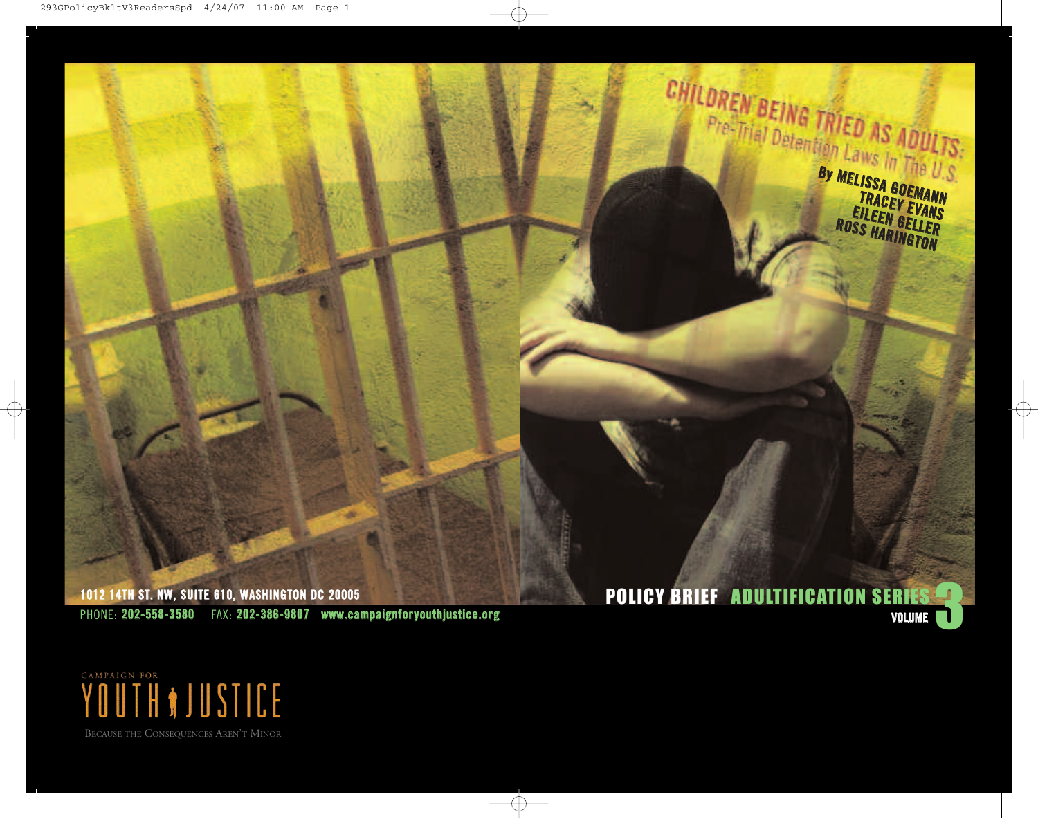# CHILDREN BEING TRIED AS ADULTS: Pre-Trial Detention Laws In The U.S.

By MELISSA GOEMANN
TRACEY EVANS
EILEEN GELLER
ROSS HARINGTON

**POLICY BRIEF ADULTIFICATION SERIES VOLUME 3**

1012 14TH ST. NW, SUITE 610, WASHINGTON DC 20005
PHONE: 202-558-3580 FAX: 202-386-9807 www.campaignforyouthjustice.org

CAMPAIGN FOR YOUTH JUSTICE

BECAUSE THE CONSEQUENCES AREN'T MINOR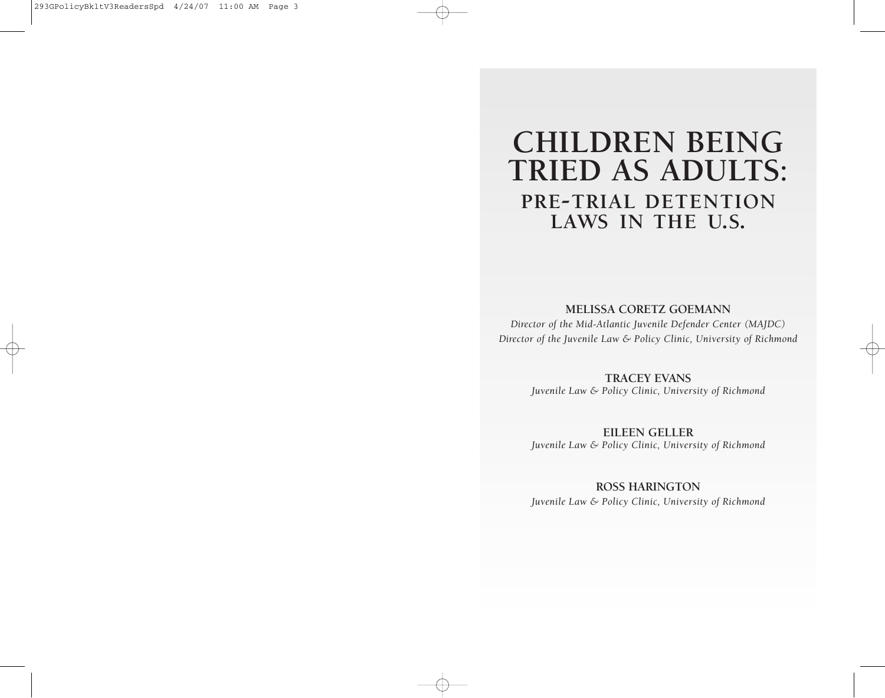# CHILDREN BEING TRIED AS ADULTS:

## PRE-TRIAL DETENTION LAWS IN THE U.S.

**MELISSA CORETZ GOEMANN**

*Director of the Mid-Atlantic Juvenile Defender Center (MAJDC)*

*Director of the Juvenile Law & Policy Clinic, University of Richmond*

**TRACEY EVANS**

*Juvenile Law & Policy Clinic, University of Richmond*

**EILEEN GELLER**

*Juvenile Law & Policy Clinic, University of Richmond*

**ROSS HARINGTON**

*Juvenile Law & Policy Clinic, University of Richmond*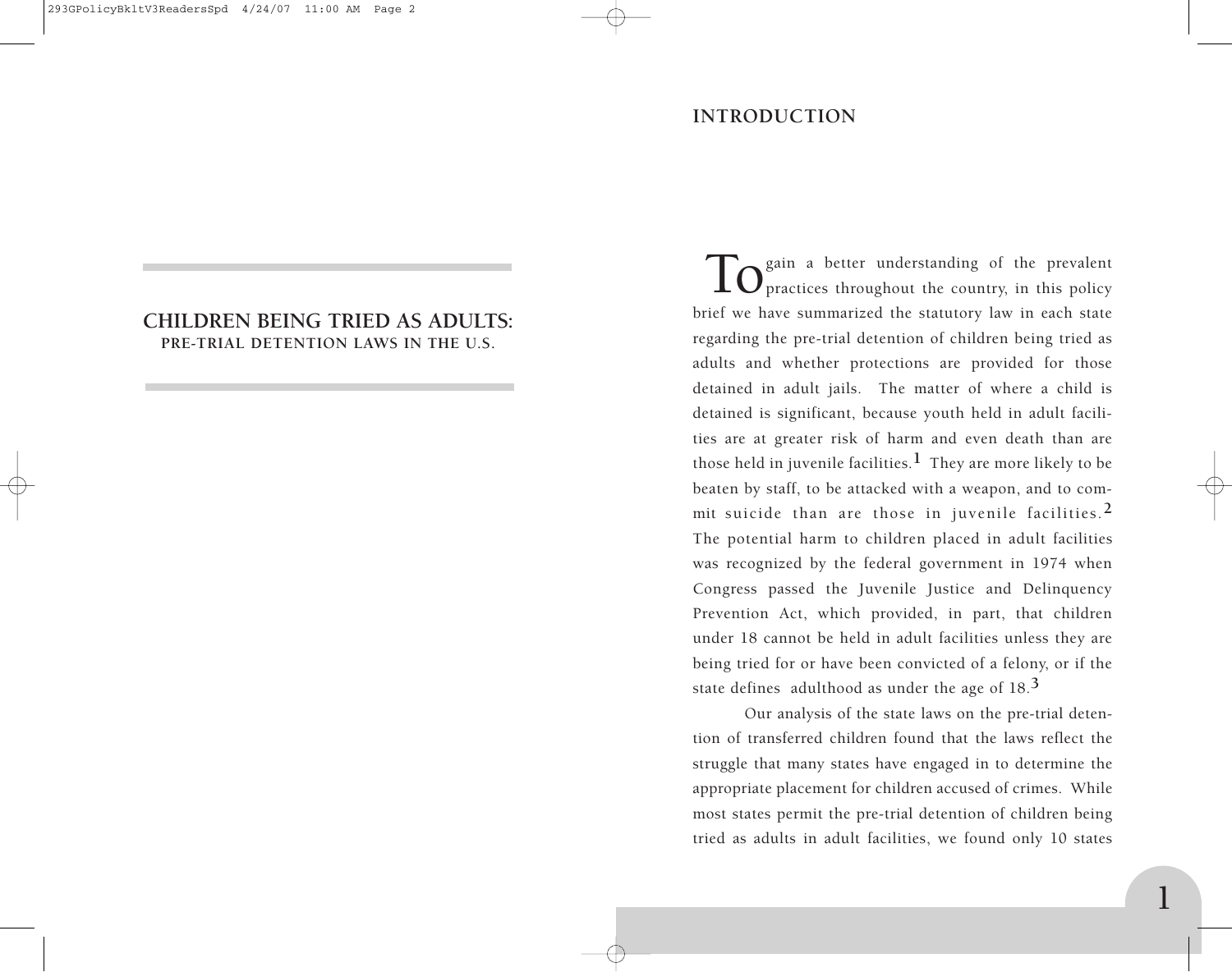## CHILDREN BEING TRIED AS ADULTS:

### PRE-TRIAL DETENTION LAWS IN THE U.S.

## INTRODUCTION

To gain a better understanding of the prevalent practices throughout the country, in this policy brief we have summarized the statutory law in each state regarding the pre-trial detention of children being tried as adults and whether protections are provided for those detained in adult jails. The matter of where a child is detained is significant, because youth held in adult facilities are at greater risk of harm and even death than are those held in juvenile facilities.[1] They are more likely to be beaten by staff, to be attacked with a weapon, and to commit suicide than are those in juvenile facilities.[2] The potential harm to children placed in adult facilities was recognized by the federal government in 1974 when Congress passed the Juvenile Justice and Delinquency Prevention Act, which provided, in part, that children under 18 cannot be held in adult facilities unless they are being tried for or have been convicted of a felony, or if the state defines adulthood as under the age of 18.[3]

Our analysis of the state laws on the pre-trial detention of transferred children found that the laws reflect the struggle that many states have engaged in to determine the appropriate placement for children accused of crimes. While most states permit the pre-trial detention of children being tried as adults in adult facilities, we found only 10 states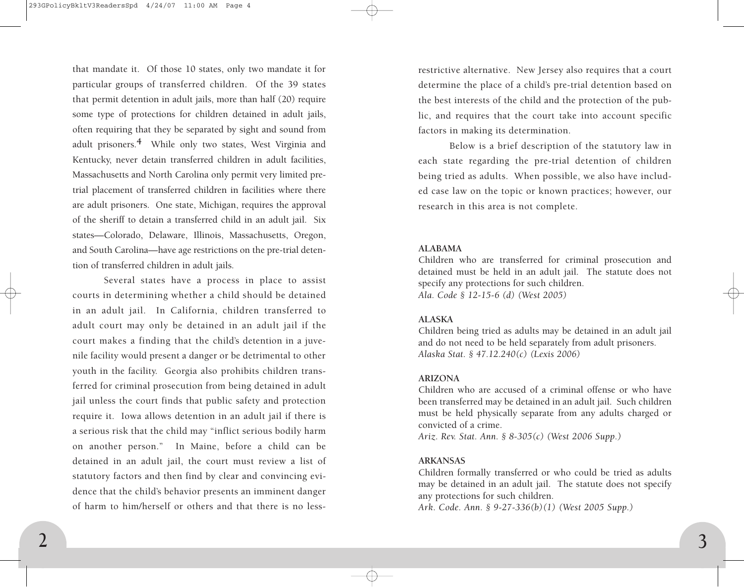that mandate it. Of those 10 states, only two mandate it for particular groups of transferred children. Of the 39 states that permit detention in adult jails, more than half (20) require some type of protections for children detained in adult jails, often requiring that they be separated by sight and sound from adult prisoners.[4] While only two states, West Virginia and Kentucky, never detain transferred children in adult facilities, Massachusetts and North Carolina only permit very limited pre-trial placement of transferred children in facilities where there are adult prisoners. One state, Michigan, requires the approval of the sheriff to detain a transferred child in an adult jail. Six states—Colorado, Delaware, Illinois, Massachusetts, Oregon, and South Carolina—have age restrictions on the pre-trial detention of transferred children in adult jails.

Several states have a process in place to assist courts in determining whether a child should be detained in an adult jail. In California, children transferred to adult court may only be detained in an adult jail if the court makes a finding that the child's detention in a juvenile facility would present a danger or be detrimental to other youth in the facility. Georgia also prohibits children transferred for criminal prosecution from being detained in adult jail unless the court finds that public safety and protection require it. Iowa allows detention in an adult jail if there is a serious risk that the child may "inflict serious bodily harm on another person." In Maine, before a child can be detained in an adult jail, the court must review a list of statutory factors and then find by clear and convincing evidence that the child's behavior presents an imminent danger of harm to him/herself or others and that there is no less-restrictive alternative. New Jersey also requires that a court determine the place of a child's pre-trial detention based on the best interests of the child and the protection of the public, and requires that the court take into account specific factors in making its determination.

Below is a brief description of the statutory law in each state regarding the pre-trial detention of children being tried as adults. When possible, we also have included case law on the topic or known practices; however, our research in this area is not complete.

**ALABAMA**
Children who are transferred for criminal prosecution and detained must be held in an adult jail. The statute does not specify any protections for such children.
*Ala. Code § 12-15-6 (d) (West 2005)*

**ALASKA**
Children being tried as adults may be detained in an adult jail and do not need to be held separately from adult prisoners.
*Alaska Stat. § 47.12.240(c) (Lexis 2006)*

**ARIZONA**
Children who are accused of a criminal offense or who have been transferred may be detained in an adult jail. Such children must be held physically separate from any adults charged or convicted of a crime.
*Ariz. Rev. Stat. Ann. § 8-305(c) (West 2006 Supp.)*

**ARKANSAS**
Children formally transferred or who could be tried as adults may be detained in an adult jail. The statute does not specify any protections for such children.
*Ark. Code. Ann. § 9-27-336(b)(1) (West 2005 Supp.)*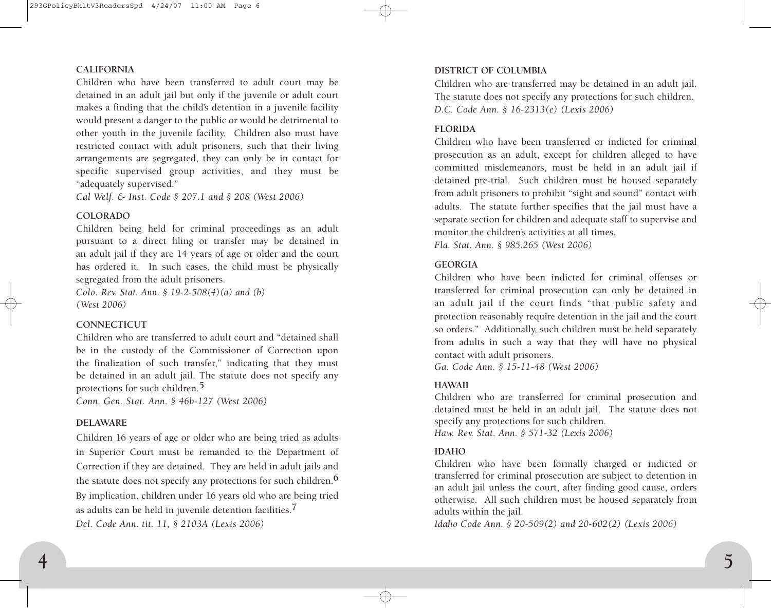### CALIFORNIA

Children who have been transferred to adult court may be detained in an adult jail but only if the juvenile or adult court makes a finding that the child's detention in a juvenile facility would present a danger to the public or would be detrimental to other youth in the juvenile facility. Children also must have restricted contact with adult prisoners, such that their living arrangements are segregated, they can only be in contact for specific supervised group activities, and they must be "adequately supervised."

*Cal Welf. & Inst. Code § 207.1 and § 208 (West 2006)*

### COLORADO

Children being held for criminal proceedings as an adult pursuant to a direct filing or transfer may be detained in an adult jail if they are 14 years of age or older and the court has ordered it. In such cases, the child must be physically segregated from the adult prisoners.

*Colo. Rev. Stat. Ann. § 19-2-508(4)(a) and (b) (West 2006)*

### CONNECTICUT

Children who are transferred to adult court and "detained shall be in the custody of the Commissioner of Correction upon the finalization of such transfer," indicating that they must be detained in an adult jail. The statute does not specify any protections for such children.[5]

*Conn. Gen. Stat. Ann. § 46b-127 (West 2006)*

### DELAWARE

Children 16 years of age or older who are being tried as adults in Superior Court must be remanded to the Department of Correction if they are detained. They are held in adult jails and the statute does not specify any protections for such children.[6] By implication, children under 16 years old who are being tried as adults can be held in juvenile detention facilities.[7]

*Del. Code Ann. tit. 11, § 2103A (Lexis 2006)*

### DISTRICT OF COLUMBIA

Children who are transferred may be detained in an adult jail. The statute does not specify any protections for such children.

*D.C. Code Ann. § 16-2313(e) (Lexis 2006)*

### FLORIDA

Children who have been transferred or indicted for criminal prosecution as an adult, except for children alleged to have committed misdemeanors, must be held in an adult jail if detained pre-trial. Such children must be housed separately from adult prisoners to prohibit "sight and sound" contact with adults. The statute further specifies that the jail must have a separate section for children and adequate staff to supervise and monitor the children's activities at all times.

*Fla. Stat. Ann. § 985.265 (West 2006)*

### GEORGIA

Children who have been indicted for criminal offenses or transferred for criminal prosecution can only be detained in an adult jail if the court finds "that public safety and protection reasonably require detention in the jail and the court so orders." Additionally, such children must be held separately from adults in such a way that they will have no physical contact with adult prisoners.

*Ga. Code Ann. § 15-11-48 (West 2006)*

### HAWAII

Children who are transferred for criminal prosecution and detained must be held in an adult jail. The statute does not specify any protections for such children.

*Haw. Rev. Stat. Ann. § 571-32 (Lexis 2006)*

### IDAHO

Children who have been formally charged or indicted or transferred for criminal prosecution are subject to detention in an adult jail unless the court, after finding good cause, orders otherwise. All such children must be housed separately from adults within the jail.

*Idaho Code Ann. § 20-509(2) and 20-602(2) (Lexis 2006)*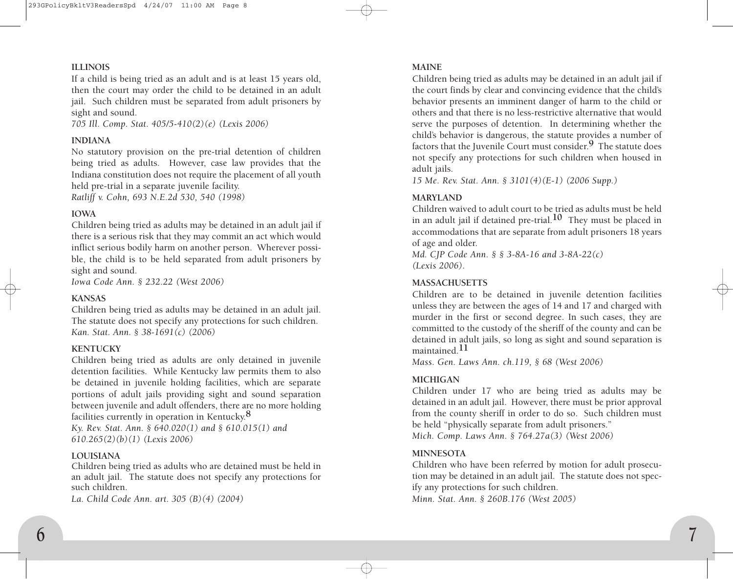**ILLINOIS**

If a child is being tried as an adult and is at least 15 years old, then the court may order the child to be detained in an adult jail. Such children must be separated from adult prisoners by sight and sound.

*705 Ill. Comp. Stat. 405/5-410(2)(e) (Lexis 2006)*

**INDIANA**

No statutory provision on the pre-trial detention of children being tried as adults. However, case law provides that the Indiana constitution does not require the placement of all youth held pre-trial in a separate juvenile facility.

*Ratliff v. Cohn, 693 N.E.2d 530, 540 (1998)*

**IOWA**

Children being tried as adults may be detained in an adult jail if there is a serious risk that they may commit an act which would inflict serious bodily harm on another person. Wherever possible, the child is to be held separated from adult prisoners by sight and sound.

*Iowa Code Ann. § 232.22 (West 2006)*

**KANSAS**

Children being tried as adults may be detained in an adult jail. The statute does not specify any protections for such children.

*Kan. Stat. Ann. § 38-1691(c) (2006)*

**KENTUCKY**

Children being tried as adults are only detained in juvenile detention facilities. While Kentucky law permits them to also be detained in juvenile holding facilities, which are separate portions of adult jails providing sight and sound separation between juvenile and adult offenders, there are no more holding facilities currently in operation in Kentucky.[8]

*Ky. Rev. Stat. Ann. § 640.020(1) and § 610.015(1) and 610.265(2)(b)(1) (Lexis 2006)*

**LOUISIANA**

Children being tried as adults who are detained must be held in an adult jail. The statute does not specify any protections for such children.

*La. Child Code Ann. art. 305 (B)(4) (2004)*

**MAINE**

Children being tried as adults may be detained in an adult jail if the court finds by clear and convincing evidence that the child's behavior presents an imminent danger of harm to the child or others and that there is no less-restrictive alternative that would serve the purposes of detention. In determining whether the child's behavior is dangerous, the statute provides a number of factors that the Juvenile Court must consider.[9] The statute does not specify any protections for such children when housed in adult jails.

*15 Me. Rev. Stat. Ann. § 3101(4)(E-1) (2006 Supp.)*

**MARYLAND**

Children waived to adult court to be tried as adults must be held in an adult jail if detained pre-trial.[10] They must be placed in accommodations that are separate from adult prisoners 18 years of age and older.

*Md. CJP Code Ann. § § 3-8A-16 and 3-8A-22(c) (Lexis 2006).*

**MASSACHUSETTS**

Children are to be detained in juvenile detention facilities unless they are between the ages of 14 and 17 and charged with murder in the first or second degree. In such cases, they are committed to the custody of the sheriff of the county and can be detained in adult jails, so long as sight and sound separation is maintained.[11]

*Mass. Gen. Laws Ann. ch.119, § 68 (West 2006)*

**MICHIGAN**

Children under 17 who are being tried as adults may be detained in an adult jail. However, there must be prior approval from the county sheriff in order to do so. Such children must be held "physically separate from adult prisoners."

*Mich. Comp. Laws Ann. § 764.27a(3) (West 2006)*

**MINNESOTA**

Children who have been referred by motion for adult prosecution may be detained in an adult jail. The statute does not specify any protections for such children.

*Minn. Stat. Ann. § 260B.176 (West 2005)*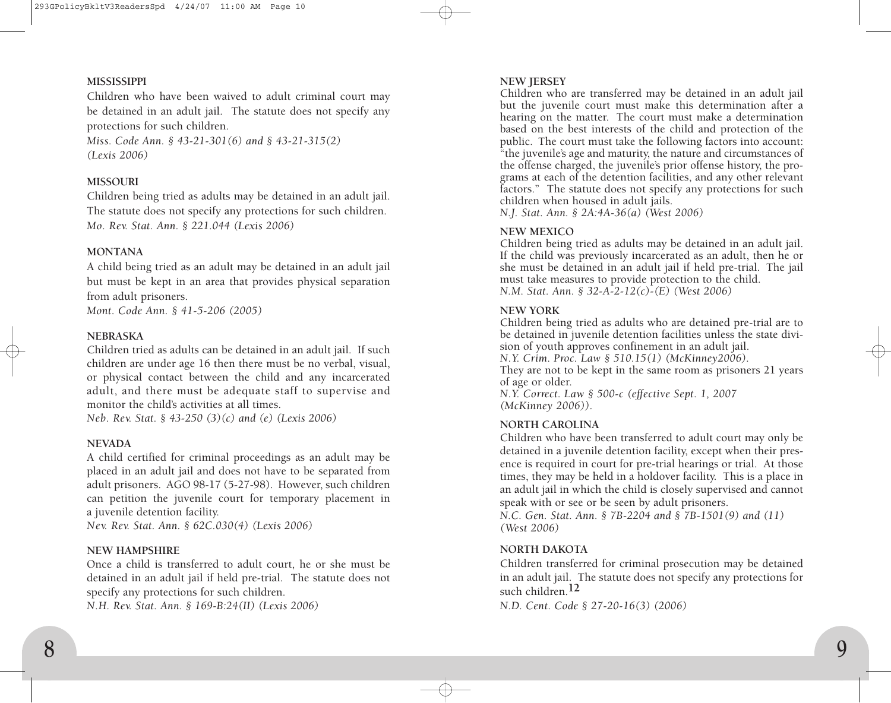**MISSISSIPPI**

Children who have been waived to adult criminal court may be detained in an adult jail. The statute does not specify any protections for such children.

*Miss. Code Ann. § 43-21-301(6) and § 43-21-315(2) (Lexis 2006)*

**MISSOURI**

Children being tried as adults may be detained in an adult jail. The statute does not specify any protections for such children.

*Mo. Rev. Stat. Ann. § 221.044 (Lexis 2006)*

**MONTANA**

A child being tried as an adult may be detained in an adult jail but must be kept in an area that provides physical separation from adult prisoners.

*Mont. Code Ann. § 41-5-206 (2005)*

**NEBRASKA**

Children tried as adults can be detained in an adult jail. If such children are under age 16 then there must be no verbal, visual, or physical contact between the child and any incarcerated adult, and there must be adequate staff to supervise and monitor the child's activities at all times.

*Neb. Rev. Stat. § 43-250 (3)(c) and (e) (Lexis 2006)*

**NEVADA**

A child certified for criminal proceedings as an adult may be placed in an adult jail and does not have to be separated from adult prisoners. AGO 98-17 (5-27-98). However, such children can petition the juvenile court for temporary placement in a juvenile detention facility.

*Nev. Rev. Stat. Ann. § 62C.030(4) (Lexis 2006)*

**NEW HAMPSHIRE**

Once a child is transferred to adult court, he or she must be detained in an adult jail if held pre-trial. The statute does not specify any protections for such children.

*N.H. Rev. Stat. Ann. § 169-B:24(II) (Lexis 2006)*

**NEW JERSEY**

Children who are transferred may be detained in an adult jail but the juvenile court must make this determination after a hearing on the matter. The court must make a determination based on the best interests of the child and protection of the public. The court must take the following factors into account: "the juvenile's age and maturity, the nature and circumstances of the offense charged, the juvenile's prior offense history, the programs at each of the detention facilities, and any other relevant factors." The statute does not specify any protections for such children when housed in adult jails.

*N.J. Stat. Ann. § 2A:4A-36(a) (West 2006)*

**NEW MEXICO**

Children being tried as adults may be detained in an adult jail. If the child was previously incarcerated as an adult, then he or she must be detained in an adult jail if held pre-trial. The jail must take measures to provide protection to the child.

*N.M. Stat. Ann. § 32-A-2-12(c)-(E) (West 2006)*

**NEW YORK**

Children being tried as adults who are detained pre-trial are to be detained in juvenile detention facilities unless the state division of youth approves confinement in an adult jail.

*N.Y. Crim. Proc. Law § 510.15(1) (McKinney2006).*

They are not to be kept in the same room as prisoners 21 years of age or older.

*N.Y. Correct. Law § 500-c (effective Sept. 1, 2007 (McKinney 2006)).*

**NORTH CAROLINA**

Children who have been transferred to adult court may only be detained in a juvenile detention facility, except when their presence is required in court for pre-trial hearings or trial. At those times, they may be held in a holdover facility. This is a place in an adult jail in which the child is closely supervised and cannot speak with or see or be seen by adult prisoners.

*N.C. Gen. Stat. Ann. § 7B-2204 and § 7B-1501(9) and (11) (West 2006)*

**NORTH DAKOTA**

Children transferred for criminal prosecution may be detained in an adult jail. The statute does not specify any protections for such children.[12]

*N.D. Cent. Code § 27-20-16(3) (2006)*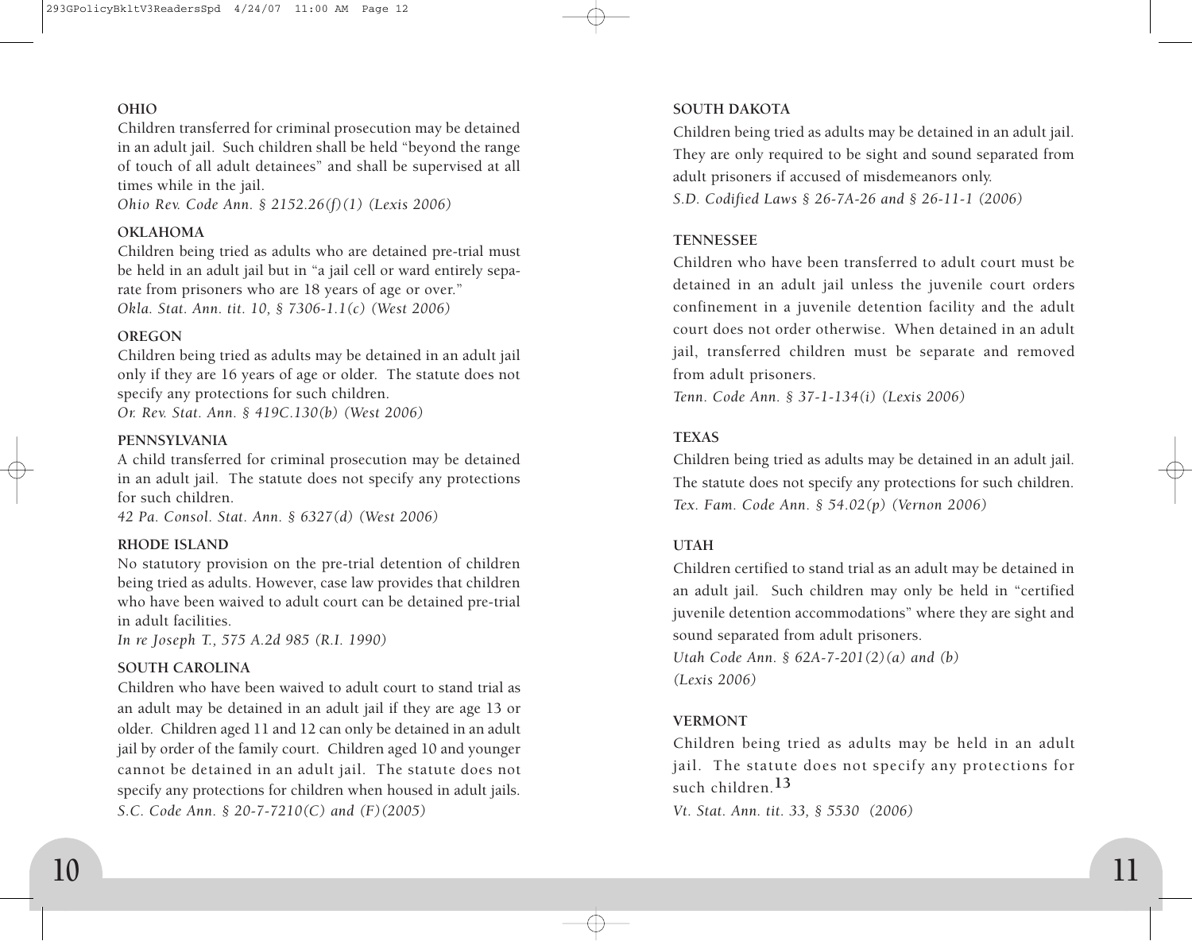**OHIO**

Children transferred for criminal prosecution may be detained in an adult jail. Such children shall be held "beyond the range of touch of all adult detainees" and shall be supervised at all times while in the jail.

*Ohio Rev. Code Ann. § 2152.26(f)(1) (Lexis 2006)*

**OKLAHOMA**

Children being tried as adults who are detained pre-trial must be held in an adult jail but in "a jail cell or ward entirely separate from prisoners who are 18 years of age or over."

*Okla. Stat. Ann. tit. 10, § 7306-1.1(c) (West 2006)*

**OREGON**

Children being tried as adults may be detained in an adult jail only if they are 16 years of age or older. The statute does not specify any protections for such children.

*Or. Rev. Stat. Ann. § 419C.130(b) (West 2006)*

**PENNSYLVANIA**

A child transferred for criminal prosecution may be detained in an adult jail. The statute does not specify any protections for such children.

*42 Pa. Consol. Stat. Ann. § 6327(d) (West 2006)*

**RHODE ISLAND**

No statutory provision on the pre-trial detention of children being tried as adults. However, case law provides that children who have been waived to adult court can be detained pre-trial in adult facilities.

*In re Joseph T., 575 A.2d 985 (R.I. 1990)*

**SOUTH CAROLINA**

Children who have been waived to adult court to stand trial as an adult may be detained in an adult jail if they are age 13 or older. Children aged 11 and 12 can only be detained in an adult jail by order of the family court. Children aged 10 and younger cannot be detained in an adult jail. The statute does not specify any protections for children when housed in adult jails.

*S.C. Code Ann. § 20-7-7210(C) and (F)(2005)*

**SOUTH DAKOTA**

Children being tried as adults may be detained in an adult jail. They are only required to be sight and sound separated from adult prisoners if accused of misdemeanors only.

*S.D. Codified Laws § 26-7A-26 and § 26-11-1 (2006)*

**TENNESSEE**

Children who have been transferred to adult court must be detained in an adult jail unless the juvenile court orders confinement in a juvenile detention facility and the adult court does not order otherwise. When detained in an adult jail, transferred children must be separate and removed from adult prisoners.

*Tenn. Code Ann. § 37-1-134(i) (Lexis 2006)*

**TEXAS**

Children being tried as adults may be detained in an adult jail. The statute does not specify any protections for such children.

*Tex. Fam. Code Ann. § 54.02(p) (Vernon 2006)*

**UTAH**

Children certified to stand trial as an adult may be detained in an adult jail. Such children may only be held in "certified juvenile detention accommodations" where they are sight and sound separated from adult prisoners.

*Utah Code Ann. § 62A-7-201(2)(a) and (b) (Lexis 2006)*

**VERMONT**

Children being tried as adults may be held in an adult jail. The statute does not specify any protections for such children.[13]

*Vt. Stat. Ann. tit. 33, § 5530 (2006)*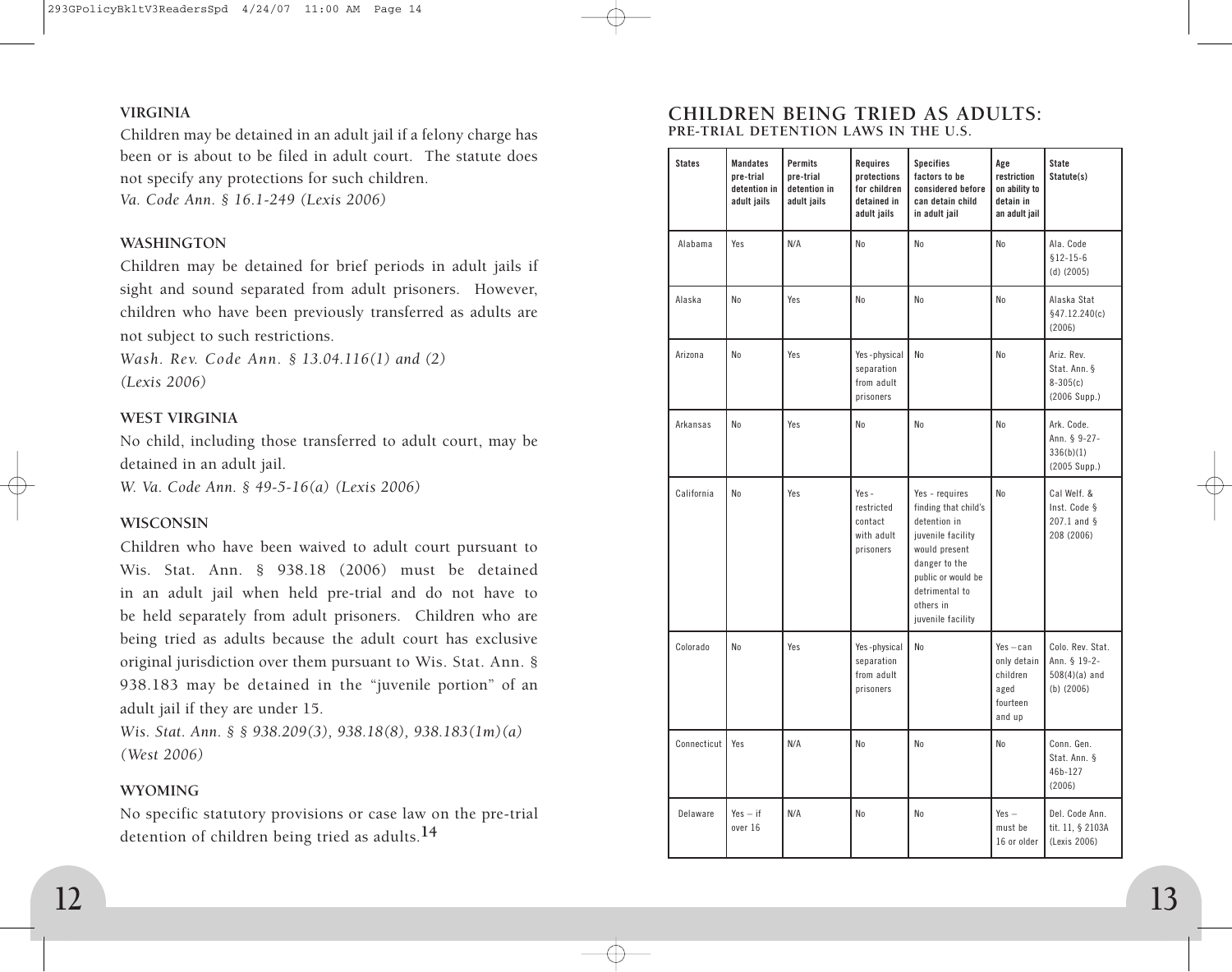**VIRGINIA**

Children may be detained in an adult jail if a felony charge has been or is about to be filed in adult court. The statute does not specify any protections for such children.
*Va. Code Ann. § 16.1-249 (Lexis 2006)*

**WASHINGTON**

Children may be detained for brief periods in adult jails if sight and sound separated from adult prisoners. However, children who have been previously transferred as adults are not subject to such restrictions.
*Wash. Rev. Code Ann. § 13.04.116(1) and (2) (Lexis 2006)*

**WEST VIRGINIA**

No child, including those transferred to adult court, may be detained in an adult jail.
*W. Va. Code Ann. § 49-5-16(a) (Lexis 2006)*

**WISCONSIN**

Children who have been waived to adult court pursuant to Wis. Stat. Ann. § 938.18 (2006) must be detained in an adult jail when held pre-trial and do not have to be held separately from adult prisoners. Children who are being tried as adults because the adult court has exclusive original jurisdiction over them pursuant to Wis. Stat. Ann. § 938.183 may be detained in the "juvenile portion" of an adult jail if they are under 15.
*Wis. Stat. Ann. § § 938.209(3), 938.18(8), 938.183(1m)(a) (West 2006)*

**WYOMING**

No specific statutory provisions or case law on the pre-trial detention of children being tried as adults.[14]

## CHILDREN BEING TRIED AS ADULTS:

### PRE-TRIAL DETENTION LAWS IN THE U.S.

| States | Mandates pre-trial detention in adult jails | Permits pre-trial detention in adult jails | Requires protections for children detained in adult jails | Specifies factors to be considered before can detain child in adult jail | Age restriction on ability to detain in an adult jail | State Statute(s) |
|---|---|---|---|---|---|---|
| Alabama | Yes | N/A | No | No | No | Ala. Code §12-15-6 (d) (2005) |
| Alaska | No | Yes | No | No | No | Alaska Stat §47.12.240(c) (2006) |
| Arizona | No | Yes | Yes-physical separation from adult prisoners | No | No | Ariz. Rev. Stat. Ann. § 8-305(c) (2006 Supp.) |
| Arkansas | No | Yes | No | No | No | Ark. Code. Ann. § 9-27-336(b)(1) (2005 Supp.) |
| California | No | Yes | Yes - restricted contact with adult prisoners | Yes - requires finding that child's detention in juvenile facility would present danger to the public or would be detrimental to others in juvenile facility | No | Cal Welf. & Inst. Code § 207.1 and § 208 (2006) |
| Colorado | No | Yes | Yes-physical separation from adult prisoners | No | Yes – can only detain children aged fourteen and up | Colo. Rev. Stat. Ann. § 19-2-508(4)(a) and (b) (2006) |
| Connecticut | Yes | N/A | No | No | No | Conn. Gen. Stat. Ann. § 46b-127 (2006) |
| Delaware | Yes – if over 16 | N/A | No | No | Yes – must be 16 or older | Del. Code Ann. tit. 11, § 2103A (Lexis 2006) |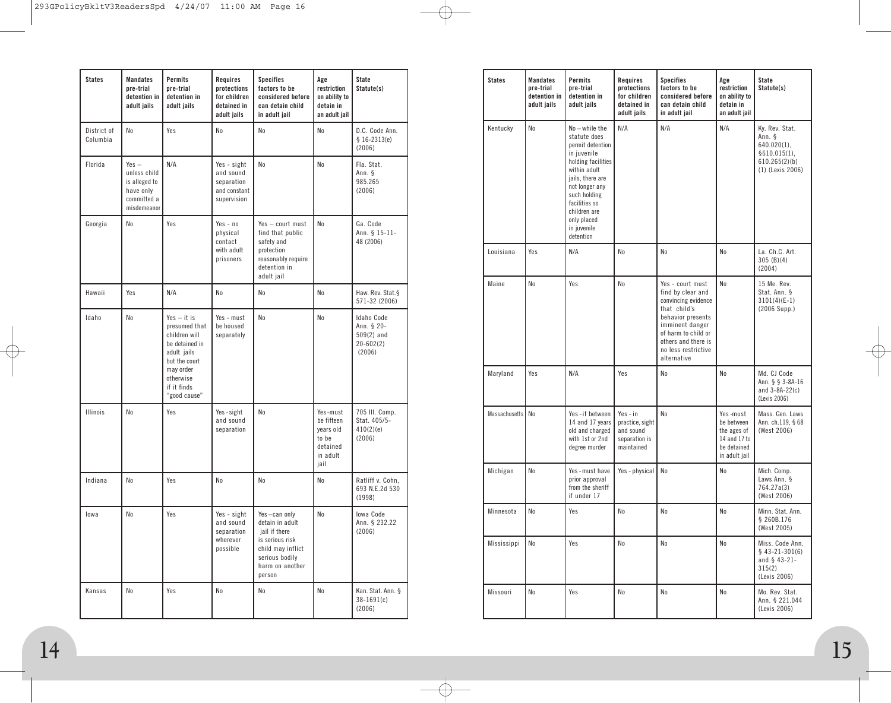| States | Mandates pre-trial detention in adult jails | Permits pre-trial detention in adult jails | Requires protections for children detained in adult jails | Specifies factors to be considered before can detain child in adult jail | Age restriction on ability to detain in an adult jail | State Statute(s) |
|---|---|---|---|---|---|---|
| District of Columbia | No | Yes | No | No | No | D.C. Code Ann. § 16-2313(e) (2006) |
| Florida | Yes – unless child is alleged to have only committed a misdemeanor | N/A | Yes - sight and sound separation and constant supervision | No | No | Fla. Stat. Ann. § 985.265 (2006) |
| Georgia | No | Yes | Yes - no physical contact with adult prisoners | Yes – court must find that public safety and protection reasonably require detention in adult jail | No | Ga. Code Ann. § 15-11-48 (2006) |
| Hawaii | Yes | N/A | No | No | No | Haw. Rev. Stat.§ 571-32 (2006) |
| Idaho | No | Yes – it is presumed that children will be detained in adult jails but the court may order otherwise if it finds "good cause" | Yes - must be housed separately | No | No | Idaho Code Ann. § 20-509(2) and 20-602(2) (2006) |
| Illinois | No | Yes | Yes - sight and sound separation | No | Yes - must be fifteen years old to be detained in adult jail | 705 Ill. Comp. Stat. 405/5-410(2)(e) (2006) |
| Indiana | No | Yes | No | No | No | Ratliff v. Cohn, 693 N.E.2d 530 (1998) |
| Iowa | No | Yes | Yes - sight and sound separation wherever possible | Yes – can only detain in adult jail if there is serious risk child may inflict serious bodily harm on another person | No | Iowa Code Ann. § 232.22 (2006) |
| Kansas | No | Yes | No | No | No | Kan. Stat. Ann. § 38-1691(c) (2006) |
| Kentucky | No | No – while the statute does permit detention in juvenile holding facilities within adult jails, there are not longer any such holding facilities so children are only placed in juvenile detention | N/A | N/A | N/A | Ky. Rev. Stat. Ann. § 640.020(1), §610.015(1), 610.265(2)(b)(1) (Lexis 2006) |
| Louisiana | Yes | N/A | No | No | No | La. Ch.C. Art. 305 (B)(4) (2004) |
| Maine | No | Yes | No | Yes - court must find by clear and convincing evidence that child's behavior presents imminent danger of harm to child or others and there is no less restrictive alternative | No | 15 Me. Rev. Stat. Ann. § 3101(4)(E-1) (2006 Supp.) |
| Maryland | Yes | N/A | Yes | No | No | Md. CJ Code Ann. § § 3-8A-16 and 3-8A-22(c) (Lexis 2006) |
| Massachusetts | No | Yes - if between 14 and 17 years old and charged with 1st or 2nd degree murder | Yes - in practice, sight and sound separation is maintained | No | Yes - must be between the ages of 14 and 17 to be detained in adult jail | Mass. Gen. Laws Ann. ch.119, § 68 (West 2006) |
| Michigan | No | Yes - must have prior approval from the sheriff if under 17 | Yes - physical | No | No | Mich. Comp. Laws Ann. § 764.27a(3) (West 2006) |
| Minnesota | No | Yes | No | No | No | Minn. Stat. Ann. § 260B.176 (West 2005) |
| Mississippi | No | Yes | No | No | No | Miss. Code Ann. § 43-21-301(6) and § 43-21-315(2) (Lexis 2006) |
| Missouri | No | Yes | No | No | No | Mo. Rev. Stat. Ann. § 221.044 (Lexis 2006) |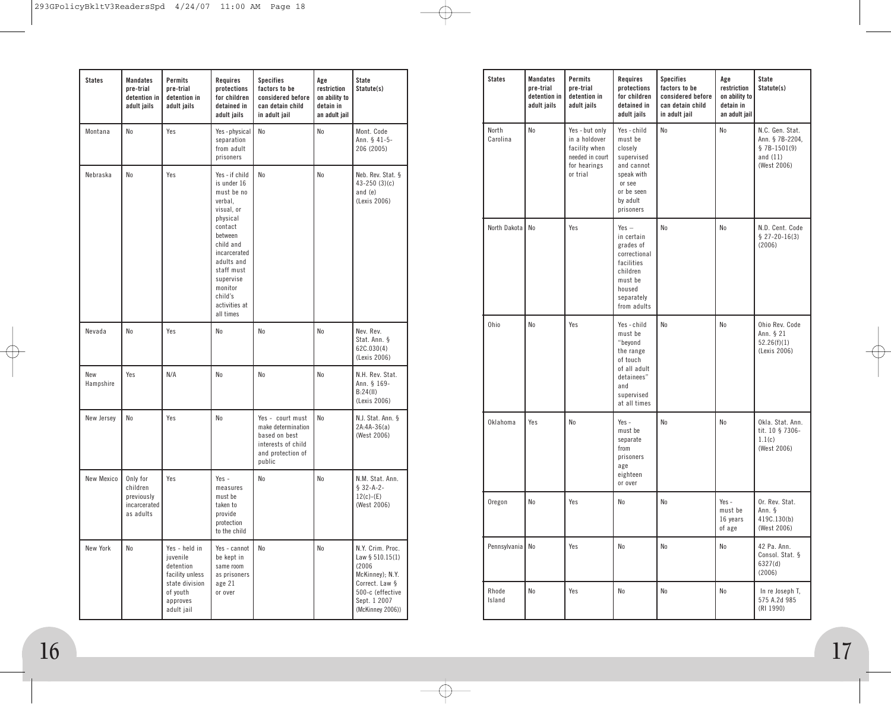| States | Mandates pre-trial detention in adult jails | Permits pre-trial detention in adult jails | Requires protections for children detained in adult jails | Specifies factors to be considered before can detain child in adult jail | Age restriction on ability to detain in an adult jail | State Statute(s) |
|---|---|---|---|---|---|---|
| Montana | No | Yes | Yes - physical separation from adult prisoners | No | No | Mont. Code Ann. § 41-5-206 (2005) |
| Nebraska | No | Yes | Yes - if child is under 16 must be no verbal, visual, or physical contact between child and incarcerated adults and staff must supervise monitor child's activities at all times | No | No | Neb. Rev. Stat. § 43-250 (3)(c) and (e) (Lexis 2006) |
| Nevada | No | Yes | No | No | No | Nev. Rev. Stat. Ann. § 62C.030(4) (Lexis 2006) |
| New Hampshire | Yes | N/A | No | No | No | N.H. Rev. Stat. Ann. § 169-B:24(II) (Lexis 2006) |
| New Jersey | No | Yes | No | Yes - court must make determination based on best interests of child and protection of public | No | N.J. Stat. Ann. § 2A:4A-36(a) (West 2006) |
| New Mexico | Only for children previously incarcerated as adults | Yes | Yes - measures must be taken to provide protection to the child | No | No | N.M. Stat. Ann. § 32-A-2-12(c)-(E) (West 2006) |
| New York | No | Yes - held in juvenile detention facility unless state division of youth approves adult jail | Yes - cannot be kept in same room as prisoners age 21 or over | No | No | N.Y. Crim. Proc. Law § 510.15(1) (2006 McKinney); N.Y. Correct. Law § 500-c (effective Sept. 1 2007 (McKinney 2006)) |
| North Carolina | No | Yes - but only in a holdover facility when needed in court for hearings or trial | Yes - child must be closely supervised and cannot speak with or see or be seen by adult prisoners | No | No | N.C. Gen. Stat. Ann. § 7B-2204, § 7B-1501(9) and (11) (West 2006) |
| North Dakota | No | Yes | Yes – in certain grades of correctional facilities children must be housed separately from adults | No | No | N.D. Cent. Code § 27-20-16(3) (2006) |
| Ohio | No | Yes | Yes - child must be "beyond the range of touch of all adult detainees" and supervised at all times | No | No | Ohio Rev. Code Ann. § 21 52.26(f)(1) (Lexis 2006) |
| Oklahoma | Yes | No | Yes - must be separate from prisoners age eighteen or over | No | No | Okla. Stat. Ann. tit. 10 § 7306-1.1(c) (West 2006) |
| Oregon | No | Yes | No | No | Yes - must be 16 years of age | Or. Rev. Stat. Ann. § 419C.130(b) (West 2006) |
| Pennsylvania | No | Yes | No | No | No | 42 Pa. Ann. Consol. Stat. § 6327(d) (2006) |
| Rhode Island | No | Yes | No | No | No | In re Joseph T, 575 A.2d 985 (RI 1990) |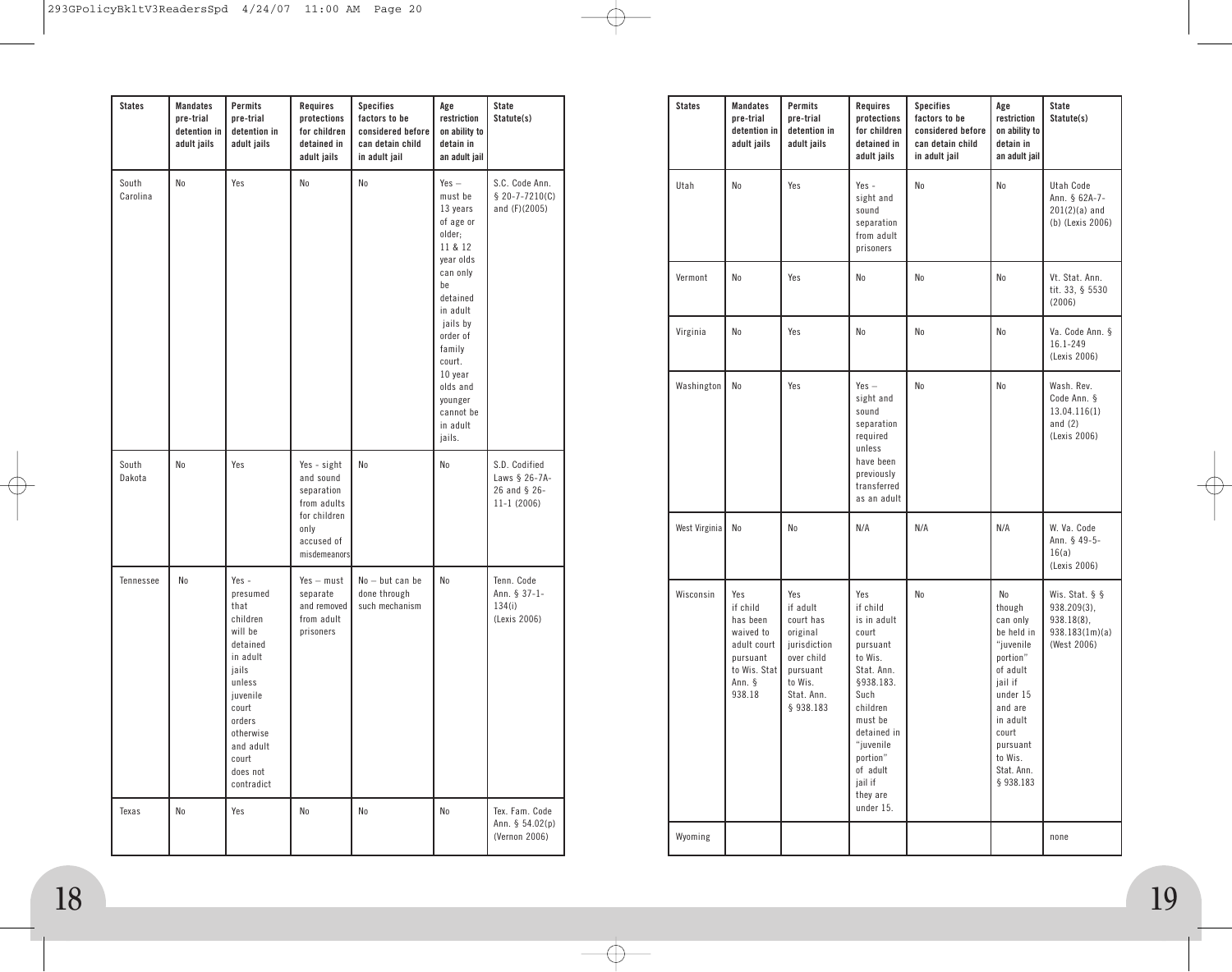| States | Mandates pre-trial detention in adult jails | Permits pre-trial detention in adult jails | Requires protections for children detained in adult jails | Specifies factors to be considered before can detain child in adult jail | Age restriction on ability to detain in an adult jail | State Statute(s) |
|---|---|---|---|---|---|---|
| South Carolina | No | Yes | No | No | Yes – must be 13 years of age or older; 11 & 12 year olds can only be detained in adult jails by order of family court. 10 year olds and younger cannot be in adult jails. | S.C. Code Ann. § 20-7-7210(C) and (F)(2005) |
| South Dakota | No | Yes | Yes - sight and sound separation from adults for children only accused of misdemeanors | No | No | S.D. Codified Laws § 26-7A-26 and § 26-11-1 (2006) |
| Tennessee | No | Yes - presumed that children will be detained in adult jails unless juvenile court orders otherwise and adult court does not contradict | Yes – must separate and removed from adult prisoners | No – but can be done through such mechanism | No | Tenn. Code Ann. § 37-1-134(i) (Lexis 2006) |
| Texas | No | Yes | No | No | No | Tex. Fam. Code Ann. § 54.02(p) (Vernon 2006) |
| Utah | No | Yes | Yes - sight and sound separation from adult prisoners | No | No | Utah Code Ann. § 62A-7-201(2)(a) and (b) (Lexis 2006) |
| Vermont | No | Yes | No | No | No | Vt. Stat. Ann. tit. 33, § 5530 (2006) |
| Virginia | No | Yes | No | No | No | Va. Code Ann. § 16.1-249 (Lexis 2006) |
| Washington | No | Yes | Yes – sight and sound separation required unless have been previously transferred as an adult | No | No | Wash. Rev. Code Ann. § 13.04.116(1) and (2) (Lexis 2006) |
| West Virginia | No | No | N/A | N/A | N/A | W. Va. Code Ann. § 49-5-16(a) (Lexis 2006) |
| Wisconsin | Yes if child has been waived to adult court pursuant to Wis. Stat Ann. § 938.18 | Yes if adult court has original jurisdiction over child pursuant to Wis. Stat. Ann. § 938.183 | Yes if child is in adult court pursuant to Wis. Stat. Ann. §938.183. Such children must be detained in "juvenile portion" of adult jail if they are under 15. | No | No though can only be held in "juvenile portion" of adult jail if under 15 and are in adult court pursuant to Wis. Stat. Ann. § 938.183 | Wis. Stat. § § 938.209(3), 938.18(8), 938.183(1m)(a) (West 2006) |
| Wyoming | | | | | | none |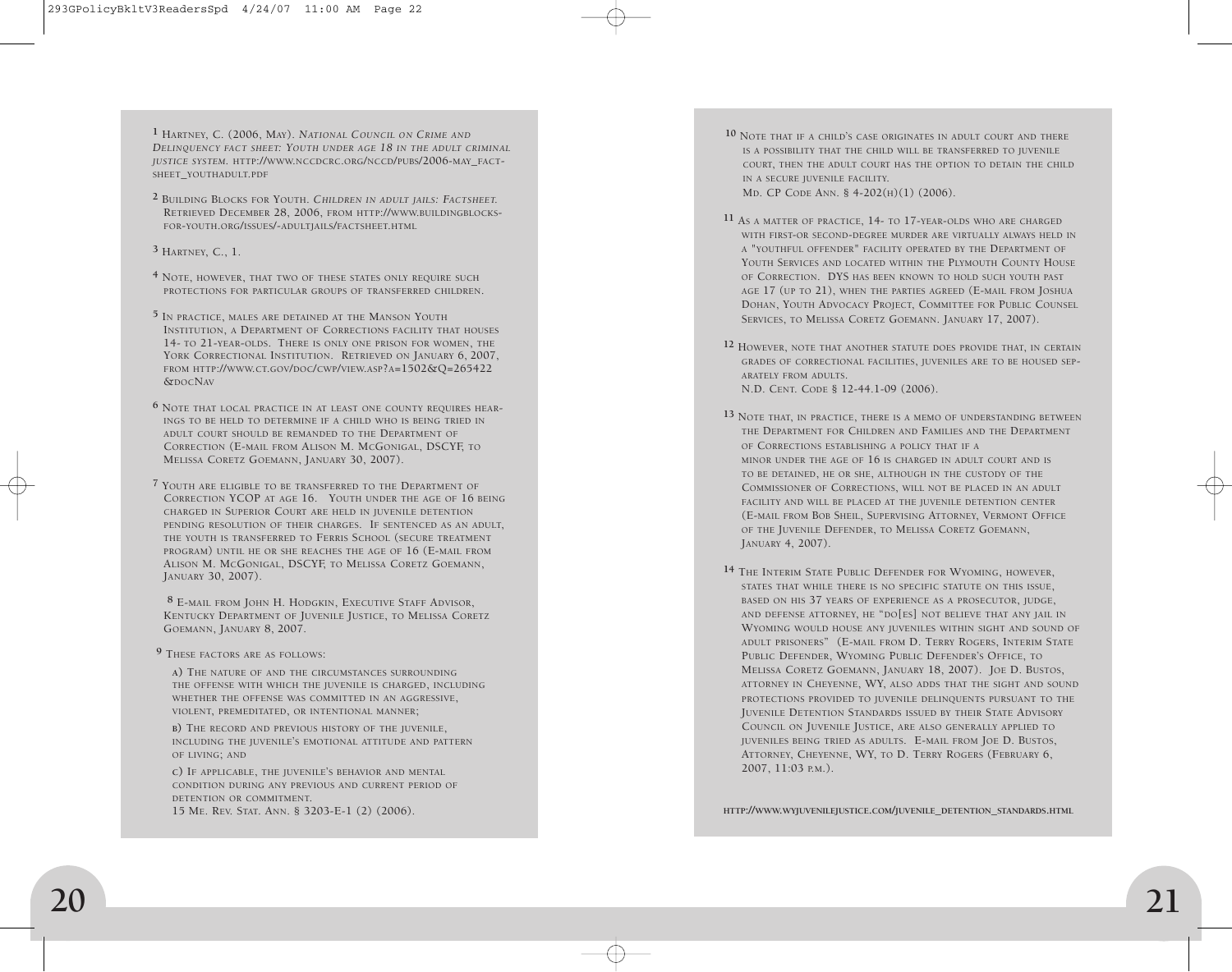[1] Hartney, C. (2006, May). *National Council on Crime and Delinquency fact sheet: Youth under age 18 in the adult criminal justice system.* http://www.nccdcrc.org/nccd/pubs/2006-may_factsheet_youthadult.pdf

[2] Building Blocks for Youth. *Children in adult jails: Factsheet.* Retrieved December 28, 2006, from http://www.buildingblocksforyouth.org/issues/-adultjails/factsheet.html

[3] Hartney, C., 1.

[4] Note, however, that two of these states only require such protections for particular groups of transferred children.

[5] In practice, males are detained at the Manson Youth Institution, a Department of Corrections facility that houses 14- to 21-year-olds. There is only one prison for women, the York Correctional Institution. Retrieved on January 6, 2007, from http://www.ct.gov/doc/cwp/view.asp?a=1502&q=265422&docNav

[6] Note that local practice in at least one county requires hearings to be held to determine if a child who is being tried in adult court should be remanded to the Department of Correction (E-mail from Alison M. McGonigal, DSCYF, to Melissa Coretz Goemann, January 30, 2007).

[7] Youth are eligible to be transferred to the Department of Correction YCOP at age 16. Youth under the age of 16 being charged in Superior Court are held in juvenile detention pending resolution of their charges. If sentenced as an adult, the youth is transferred to Ferris School (secure treatment program) until he or she reaches the age of 16 (E-mail from Alison M. McGonigal, DSCYF, to Melissa Coretz Goemann, January 30, 2007).

[8] E-mail from John H. Hodgkin, Executive Staff Advisor, Kentucky Department of Juvenile Justice, to Melissa Coretz Goemann, January 8, 2007.

[9] These factors are as follows:

a) The nature of and the circumstances surrounding the offense with which the juvenile is charged, including whether the offense was committed in an aggressive, violent, premeditated, or intentional manner;

b) The record and previous history of the juvenile, including the juvenile's emotional attitude and pattern of living; and

c) If applicable, the juvenile's behavior and mental condition during any previous and current period of detention or commitment.

15 Me. Rev. Stat. Ann. § 3203-E-1 (2) (2006).

[10] Note that if a child's case originates in adult court and there is a possibility that the child will be transferred to juvenile court, then the adult court has the option to detain the child in a secure juvenile facility.
Md. CP Code Ann. § 4-202(h)(1) (2006).

[11] As a matter of practice, 14- to 17-year-olds who are charged with first-or second-degree murder are virtually always held in a "youthful offender" facility operated by the Department of Youth Services and located within the Plymouth County House of Correction. DYS has been known to hold such youth past age 17 (up to 21), when the parties agreed (E-mail from Joshua Dohan, Youth Advocacy Project, Committee for Public Counsel Services, to Melissa Coretz Goemann. January 17, 2007).

[12] However, note that another statute does provide that, in certain grades of correctional facilities, juveniles are to be housed separately from adults.
N.D. Cent. Code § 12-44.1-09 (2006).

[13] Note that, in practice, there is a memo of understanding between the Department for Children and Families and the Department of Corrections establishing a policy that if a minor under the age of 16 is charged in adult court and is to be detained, he or she, although in the custody of the Commissioner of Corrections, will not be placed in an adult facility and will be placed at the juvenile detention center (E-mail from Bob Sheil, Supervising Attorney, Vermont Office of the Juvenile Defender, to Melissa Coretz Goemann, January 4, 2007).

[14] The Interim State Public Defender for Wyoming, however, states that while there is no specific statute on this issue, based on his 37 years of experience as a prosecutor, judge, and defense attorney, he "do[es] not believe that any jail in Wyoming would house any juveniles within sight and sound of adult prisoners" (E-mail from D. Terry Rogers, Interim State Public Defender, Wyoming Public Defender's Office, to Melissa Coretz Goemann, January 18, 2007). Joe D. Bustos, attorney in Cheyenne, WY, also adds that the sight and sound protections provided to juvenile delinquents pursuant to the Juvenile Detention Standards issued by their State Advisory Council on Juvenile Justice, are also generally applied to juveniles being tried as adults. E-mail from Joe D. Bustos, Attorney, Cheyenne, WY, to D. Terry Rogers (February 6, 2007, 11:03 p.m.).

http://www.wyjuvenilejustice.com/juvenile_detention_standards.html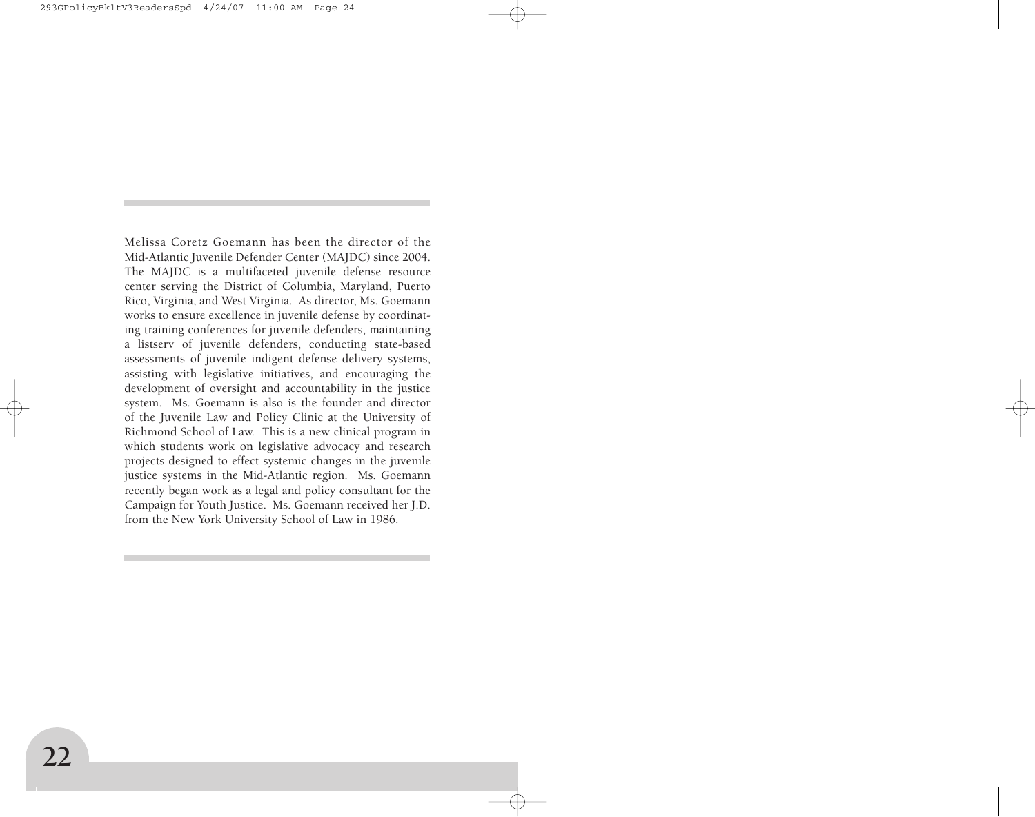Melissa Coretz Goemann has been the director of the Mid-Atlantic Juvenile Defender Center (MAJDC) since 2004. The MAJDC is a multifaceted juvenile defense resource center serving the District of Columbia, Maryland, Puerto Rico, Virginia, and West Virginia. As director, Ms. Goemann works to ensure excellence in juvenile defense by coordinating training conferences for juvenile defenders, maintaining a listserv of juvenile defenders, conducting state-based assessments of juvenile indigent defense delivery systems, assisting with legislative initiatives, and encouraging the development of oversight and accountability in the justice system. Ms. Goemann is also is the founder and director of the Juvenile Law and Policy Clinic at the University of Richmond School of Law. This is a new clinical program in which students work on legislative advocacy and research projects designed to effect systemic changes in the juvenile justice systems in the Mid-Atlantic region. Ms. Goemann recently began work as a legal and policy consultant for the Campaign for Youth Justice. Ms. Goemann received her J.D. from the New York University School of Law in 1986.